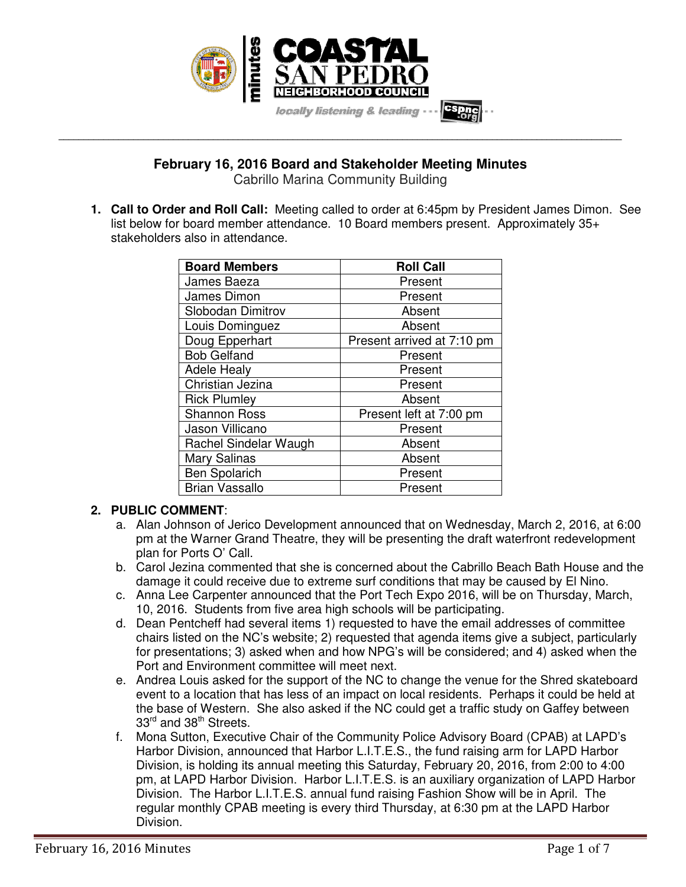# February 16, 2016 Board and Stakeholder Meeting Minutes

Cabrillo Marina Community Building

1. **Call to Order and Roll Call:** Meeting called to order at 6:45pm by President James Dimon. See list below for board member attendance. 10 Board members present. Approximately 35+ stakeholders also in attendance.

| Board Members | Roll Call |
|---|---|
| James Baeza | Present |
| James Dimon | Present |
| Slobodan Dimitrov | Absent |
| Louis Dominguez | Absent |
| Doug Epperhart | Present arrived at 7:10 pm |
| Bob Gelfand | Present |
| Adele Healy | Present |
| Christian Jezina | Present |
| Rick Plumley | Absent |
| Shannon Ross | Present left at 7:00 pm |
| Jason Villicano | Present |
| Rachel Sindelar Waugh | Absent |
| Mary Salinas | Absent |
| Ben Spolarich | Present |
| Brian Vassallo | Present |

2. **PUBLIC COMMENT**:
   a. Alan Johnson of Jerico Development announced that on Wednesday, March 2, 2016, at 6:00 pm at the Warner Grand Theatre, they will be presenting the draft waterfront redevelopment plan for Ports O' Call.
   b. Carol Jezina commented that she is concerned about the Cabrillo Beach Bath House and the damage it could receive due to extreme surf conditions that may be caused by El Nino.
   c. Anna Lee Carpenter announced that the Port Tech Expo 2016, will be on Thursday, March, 10, 2016. Students from five area high schools will be participating.
   d. Dean Pentcheff had several items 1) requested to have the email addresses of committee chairs listed on the NC's website; 2) requested that agenda items give a subject, particularly for presentations; 3) asked when and how NPG's will be considered; and 4) asked when the Port and Environment committee will meet next.
   e. Andrea Louis asked for the support of the NC to change the venue for the Shred skateboard event to a location that has less of an impact on local residents. Perhaps it could be held at the base of Western. She also asked if the NC could get a traffic study on Gaffey between 33rd and 38th Streets.
   f. Mona Sutton, Executive Chair of the Community Police Advisory Board (CPAB) at LAPD's Harbor Division, announced that Harbor L.I.T.E.S., the fund raising arm for LAPD Harbor Division, is holding its annual meeting this Saturday, February 20, 2016, from 2:00 to 4:00 pm, at LAPD Harbor Division. Harbor L.I.T.E.S. is an auxiliary organization of LAPD Harbor Division. The Harbor L.I.T.E.S. annual fund raising Fashion Show will be in April. The regular monthly CPAB meeting is every third Thursday, at 6:30 pm at the LAPD Harbor Division.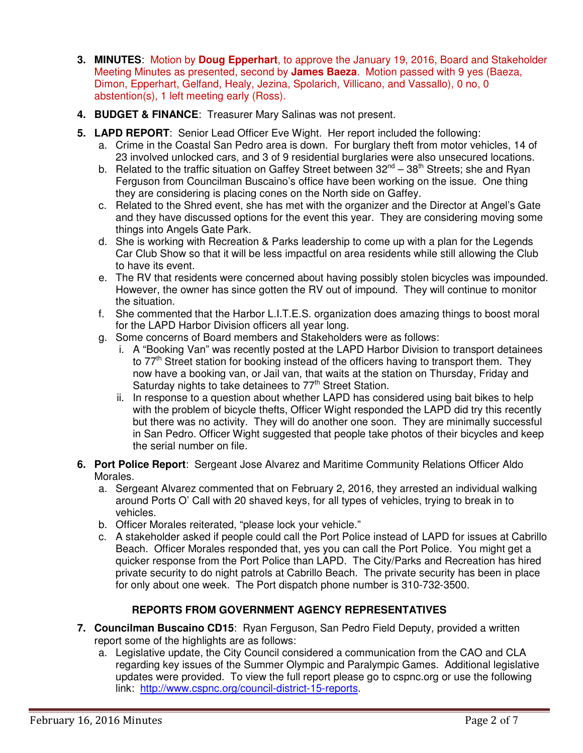3. **MINUTES**: Motion by **Doug Epperhart**, to approve the January 19, 2016, Board and Stakeholder Meeting Minutes as presented, second by **James Baeza**. Motion passed with 9 yes (Baeza, Dimon, Epperhart, Gelfand, Healy, Jezina, Spolarich, Villicano, and Vassallo), 0 no, 0 abstention(s), 1 left meeting early (Ross).

4. **BUDGET & FINANCE**: Treasurer Mary Salinas was not present.

5. **LAPD REPORT**: Senior Lead Officer Eve Wight. Her report included the following:
   a. Crime in the Coastal San Pedro area is down. For burglary theft from motor vehicles, 14 of 23 involved unlocked cars, and 3 of 9 residential burglaries were also unsecured locations.
   b. Related to the traffic situation on Gaffey Street between 32nd – 38th Streets; she and Ryan Ferguson from Councilman Buscaino's office have been working on the issue. One thing they are considering is placing cones on the North side on Gaffey.
   c. Related to the Shred event, she has met with the organizer and the Director at Angel's Gate and they have discussed options for the event this year. They are considering moving some things into Angels Gate Park.
   d. She is working with Recreation & Parks leadership to come up with a plan for the Legends Car Club Show so that it will be less impactful on area residents while still allowing the Club to have its event.
   e. The RV that residents were concerned about having possibly stolen bicycles was impounded. However, the owner has since gotten the RV out of impound. They will continue to monitor the situation.
   f. She commented that the Harbor L.I.T.E.S. organization does amazing things to boost moral for the LAPD Harbor Division officers all year long.
   g. Some concerns of Board members and Stakeholders were as follows:
      i. A "Booking Van" was recently posted at the LAPD Harbor Division to transport detainees to 77th Street station for booking instead of the officers having to transport them. They now have a booking van, or Jail van, that waits at the station on Thursday, Friday and Saturday nights to take detainees to 77th Street Station.
      ii. In response to a question about whether LAPD has considered using bait bikes to help with the problem of bicycle thefts, Officer Wight responded the LAPD did try this recently but there was no activity. They will do another one soon. They are minimally successful in San Pedro. Officer Wight suggested that people take photos of their bicycles and keep the serial number on file.

6. **Port Police Report**: Sergeant Jose Alvarez and Maritime Community Relations Officer Aldo Morales.
   a. Sergeant Alvarez commented that on February 2, 2016, they arrested an individual walking around Ports O' Call with 20 shaved keys, for all types of vehicles, trying to break in to vehicles.
   b. Officer Morales reiterated, "please lock your vehicle."
   c. A stakeholder asked if people could call the Port Police instead of LAPD for issues at Cabrillo Beach. Officer Morales responded that, yes you can call the Port Police. You might get a quicker response from the Port Police than LAPD. The City/Parks and Recreation has hired private security to do night patrols at Cabrillo Beach. The private security has been in place for only about one week. The Port dispatch phone number is 310-732-3500.

### REPORTS FROM GOVERNMENT AGENCY REPRESENTATIVES

7. **Councilman Buscaino CD15**: Ryan Ferguson, San Pedro Field Deputy, provided a written report some of the highlights are as follows:
   a. Legislative update, the City Council considered a communication from the CAO and CLA regarding key issues of the Summer Olympic and Paralympic Games. Additional legislative updates were provided. To view the full report please go to cspnc.org or use the following link: [http://www.cspnc.org/council-district-15-reports](http://www.cspnc.org/council-district-15-reports).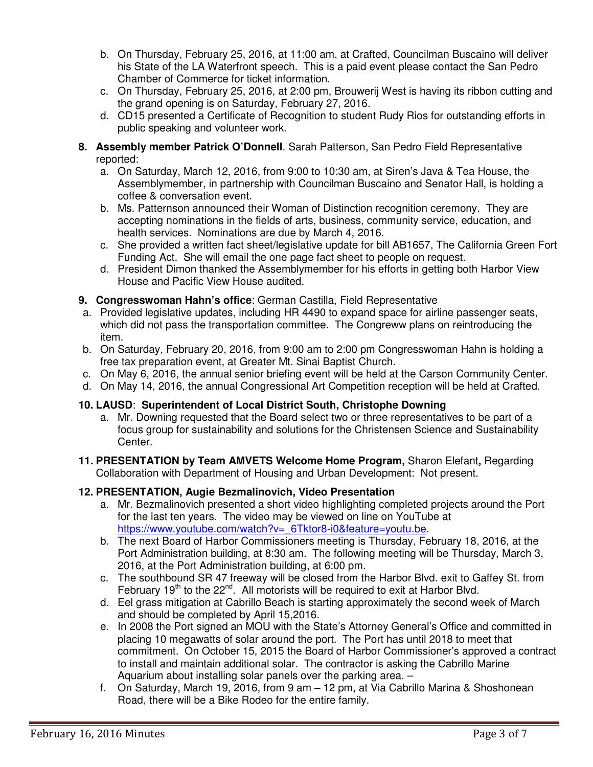b. On Thursday, February 25, 2016, at 11:00 am, at Crafted, Councilman Buscaino will deliver his State of the LA Waterfront speech. This is a paid event please contact the San Pedro Chamber of Commerce for ticket information.
c. On Thursday, February 25, 2016, at 2:00 pm, Brouwerij West is having its ribbon cutting and the grand opening is on Saturday, February 27, 2016.
d. CD15 presented a Certificate of Recognition to student Rudy Rios for outstanding efforts in public speaking and volunteer work.

**8. Assembly member Patrick O'Donnell**. Sarah Patterson, San Pedro Field Representative reported:

a. On Saturday, March 12, 2016, from 9:00 to 10:30 am, at Siren's Java & Tea House, the Assemblymember, in partnership with Councilman Buscaino and Senator Hall, is holding a coffee & conversation event.
b. Ms. Patternson announced their Woman of Distinction recognition ceremony. They are accepting nominations in the fields of arts, business, community service, education, and health services. Nominations are due by March 4, 2016.
c. She provided a written fact sheet/legislative update for bill AB1657, The California Green Fort Funding Act. She will email the one page fact sheet to people on request.
d. President Dimon thanked the Assemblymember for his efforts in getting both Harbor View House and Pacific View House audited.

**9. Congresswoman Hahn's office**: German Castilla, Field Representative

a. Provided legislative updates, including HR 4490 to expand space for airline passenger seats, which did not pass the transportation committee. The Congreww plans on reintroducing the item.
b. On Saturday, February 20, 2016, from 9:00 am to 2:00 pm Congresswoman Hahn is holding a free tax preparation event, at Greater Mt. Sinai Baptist Church.
c. On May 6, 2016, the annual senior briefing event will be held at the Carson Community Center.
d. On May 14, 2016, the annual Congressional Art Competition reception will be held at Crafted.

**10. LAUSD**: **Superintendent of Local District South, Christophe Downing**

a. Mr. Downing requested that the Board select two or three representatives to be part of a focus group for sustainability and solutions for the Christensen Science and Sustainability Center.

**11. PRESENTATION by Team AMVETS Welcome Home Program,** Sharon Elefant**,** Regarding Collaboration with Department of Housing and Urban Development: Not present.

**12. PRESENTATION, Augie Bezmalinovich, Video Presentation**

a. Mr. Bezmalinovich presented a short video highlighting completed projects around the Port for the last ten years. The video may be viewed on line on YouTube at https://www.youtube.com/watch?v=_6Tktor8-i0&feature=youtu.be.
b. The next Board of Harbor Commissioners meeting is Thursday, February 18, 2016, at the Port Administration building, at 8:30 am. The following meeting will be Thursday, March 3, 2016, at the Port Administration building, at 6:00 pm.
c. The southbound SR 47 freeway will be closed from the Harbor Blvd. exit to Gaffey St. from February 19th to the 22nd. All motorists will be required to exit at Harbor Blvd.
d. Eel grass mitigation at Cabrillo Beach is starting approximately the second week of March and should be completed by April 15,2016.
e. In 2008 the Port signed an MOU with the State's Attorney General's Office and committed in placing 10 megawatts of solar around the port. The Port has until 2018 to meet that commitment. On October 15, 2015 the Board of Harbor Commissioner's approved a contract to install and maintain additional solar. The contractor is asking the Cabrillo Marine Aquarium about installing solar panels over the parking area. –
f. On Saturday, March 19, 2016, from 9 am – 12 pm, at Via Cabrillo Marina & Shoshonean Road, there will be a Bike Rodeo for the entire family.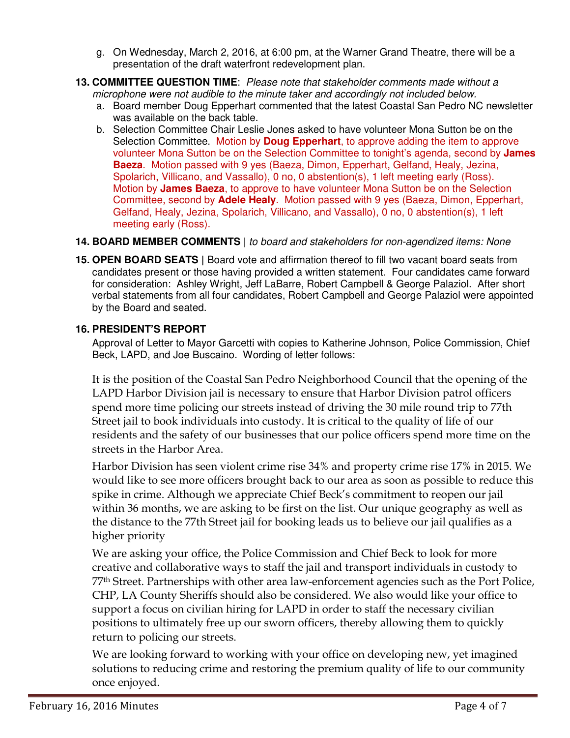g. On Wednesday, March 2, 2016, at 6:00 pm, at the Warner Grand Theatre, there will be a presentation of the draft waterfront redevelopment plan.

**13. COMMITTEE QUESTION TIME**: *Please note that stakeholder comments made without a microphone were not audible to the minute taker and accordingly not included below.*

a. Board member Doug Epperhart commented that the latest Coastal San Pedro NC newsletter was available on the back table.

b. Selection Committee Chair Leslie Jones asked to have volunteer Mona Sutton be on the Selection Committee. Motion by **Doug Epperhart**, to approve adding the item to approve volunteer Mona Sutton be on the Selection Committee to tonight's agenda, second by **James Baeza**. Motion passed with 9 yes (Baeza, Dimon, Epperhart, Gelfand, Healy, Jezina, Spolarich, Villicano, and Vassallo), 0 no, 0 abstention(s), 1 left meeting early (Ross). Motion by **James Baeza**, to approve to have volunteer Mona Sutton be on the Selection Committee, second by **Adele Healy**. Motion passed with 9 yes (Baeza, Dimon, Epperhart, Gelfand, Healy, Jezina, Spolarich, Villicano, and Vassallo), 0 no, 0 abstention(s), 1 left meeting early (Ross).

**14. BOARD MEMBER COMMENTS** | *to board and stakeholders for non-agendized items: None*

**15. OPEN BOARD SEATS** | Board vote and affirmation thereof to fill two vacant board seats from candidates present or those having provided a written statement. Four candidates came forward for consideration: Ashley Wright, Jeff LaBarre, Robert Campbell & George Palaziol. After short verbal statements from all four candidates, Robert Campbell and George Palaziol were appointed by the Board and seated.

**16. PRESIDENT'S REPORT**

Approval of Letter to Mayor Garcetti with copies to Katherine Johnson, Police Commission, Chief Beck, LAPD, and Joe Buscaino. Wording of letter follows:

It is the position of the Coastal San Pedro Neighborhood Council that the opening of the LAPD Harbor Division jail is necessary to ensure that Harbor Division patrol officers spend more time policing our streets instead of driving the 30 mile round trip to 77th Street jail to book individuals into custody. It is critical to the quality of life of our residents and the safety of our businesses that our police officers spend more time on the streets in the Harbor Area.

Harbor Division has seen violent crime rise 34% and property crime rise 17% in 2015. We would like to see more officers brought back to our area as soon as possible to reduce this spike in crime. Although we appreciate Chief Beck's commitment to reopen our jail within 36 months, we are asking to be first on the list. Our unique geography as well as the distance to the 77th Street jail for booking leads us to believe our jail qualifies as a higher priority

We are asking your office, the Police Commission and Chief Beck to look for more creative and collaborative ways to staff the jail and transport individuals in custody to 77th Street. Partnerships with other area law-enforcement agencies such as the Port Police, CHP, LA County Sheriffs should also be considered. We also would like your office to support a focus on civilian hiring for LAPD in order to staff the necessary civilian positions to ultimately free up our sworn officers, thereby allowing them to quickly return to policing our streets.

We are looking forward to working with your office on developing new, yet imagined solutions to reducing crime and restoring the premium quality of life to our community once enjoyed.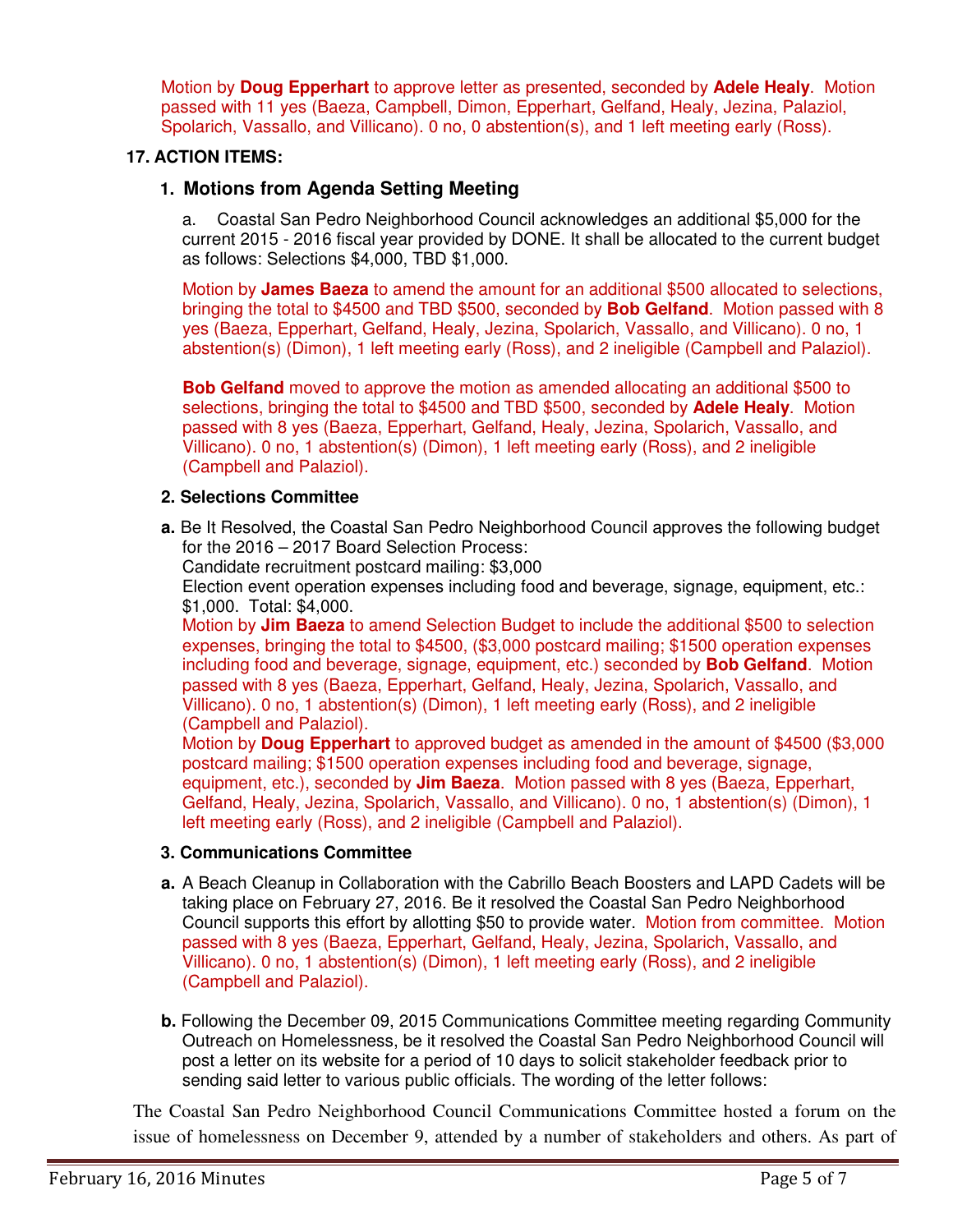Motion by **Doug Epperhart** to approve letter as presented, seconded by **Adele Healy**. Motion passed with 11 yes (Baeza, Campbell, Dimon, Epperhart, Gelfand, Healy, Jezina, Palaziol, Spolarich, Vassallo, and Villicano). 0 no, 0 abstention(s), and 1 left meeting early (Ross).

## 17. ACTION ITEMS:

### 1. Motions from Agenda Setting Meeting

a. Coastal San Pedro Neighborhood Council acknowledges an additional $5,000 for the current 2015 - 2016 fiscal year provided by DONE. It shall be allocated to the current budget as follows: Selections $4,000, TBD $1,000.

Motion by **James Baeza** to amend the amount for an additional $500 allocated to selections, bringing the total to $4500 and TBD $500, seconded by **Bob Gelfand**. Motion passed with 8 yes (Baeza, Epperhart, Gelfand, Healy, Jezina, Spolarich, Vassallo, and Villicano). 0 no, 1 abstention(s) (Dimon), 1 left meeting early (Ross), and 2 ineligible (Campbell and Palaziol).

**Bob Gelfand** moved to approve the motion as amended allocating an additional $500 to selections, bringing the total to $4500 and TBD $500, seconded by **Adele Healy**. Motion passed with 8 yes (Baeza, Epperhart, Gelfand, Healy, Jezina, Spolarich, Vassallo, and Villicano). 0 no, 1 abstention(s) (Dimon), 1 left meeting early (Ross), and 2 ineligible (Campbell and Palaziol).

### 2. Selections Committee

**a.** Be It Resolved, the Coastal San Pedro Neighborhood Council approves the following budget for the 2016 – 2017 Board Selection Process:
Candidate recruitment postcard mailing: $3,000
Election event operation expenses including food and beverage, signage, equipment, etc.: $1,000. Total: $4,000.
Motion by **Jim Baeza** to amend Selection Budget to include the additional $500 to selection expenses, bringing the total to $4500, ($3,000 postcard mailing; $1500 operation expenses including food and beverage, signage, equipment, etc.) seconded by **Bob Gelfand**. Motion passed with 8 yes (Baeza, Epperhart, Gelfand, Healy, Jezina, Spolarich, Vassallo, and Villicano). 0 no, 1 abstention(s) (Dimon), 1 left meeting early (Ross), and 2 ineligible (Campbell and Palaziol).
Motion by **Doug Epperhart** to approved budget as amended in the amount of $4500 ($3,000 postcard mailing; $1500 operation expenses including food and beverage, signage, equipment, etc.), seconded by **Jim Baeza**. Motion passed with 8 yes (Baeza, Epperhart, Gelfand, Healy, Jezina, Spolarich, Vassallo, and Villicano). 0 no, 1 abstention(s) (Dimon), 1 left meeting early (Ross), and 2 ineligible (Campbell and Palaziol).

### 3. Communications Committee

**a.** A Beach Cleanup in Collaboration with the Cabrillo Beach Boosters and LAPD Cadets will be taking place on February 27, 2016. Be it resolved the Coastal San Pedro Neighborhood Council supports this effort by allotting $50 to provide water. Motion from committee. Motion passed with 8 yes (Baeza, Epperhart, Gelfand, Healy, Jezina, Spolarich, Vassallo, and Villicano). 0 no, 1 abstention(s) (Dimon), 1 left meeting early (Ross), and 2 ineligible (Campbell and Palaziol).

**b.** Following the December 09, 2015 Communications Committee meeting regarding Community Outreach on Homelessness, be it resolved the Coastal San Pedro Neighborhood Council will post a letter on its website for a period of 10 days to solicit stakeholder feedback prior to sending said letter to various public officials. The wording of the letter follows:

The Coastal San Pedro Neighborhood Council Communications Committee hosted a forum on the issue of homelessness on December 9, attended by a number of stakeholders and others. As part of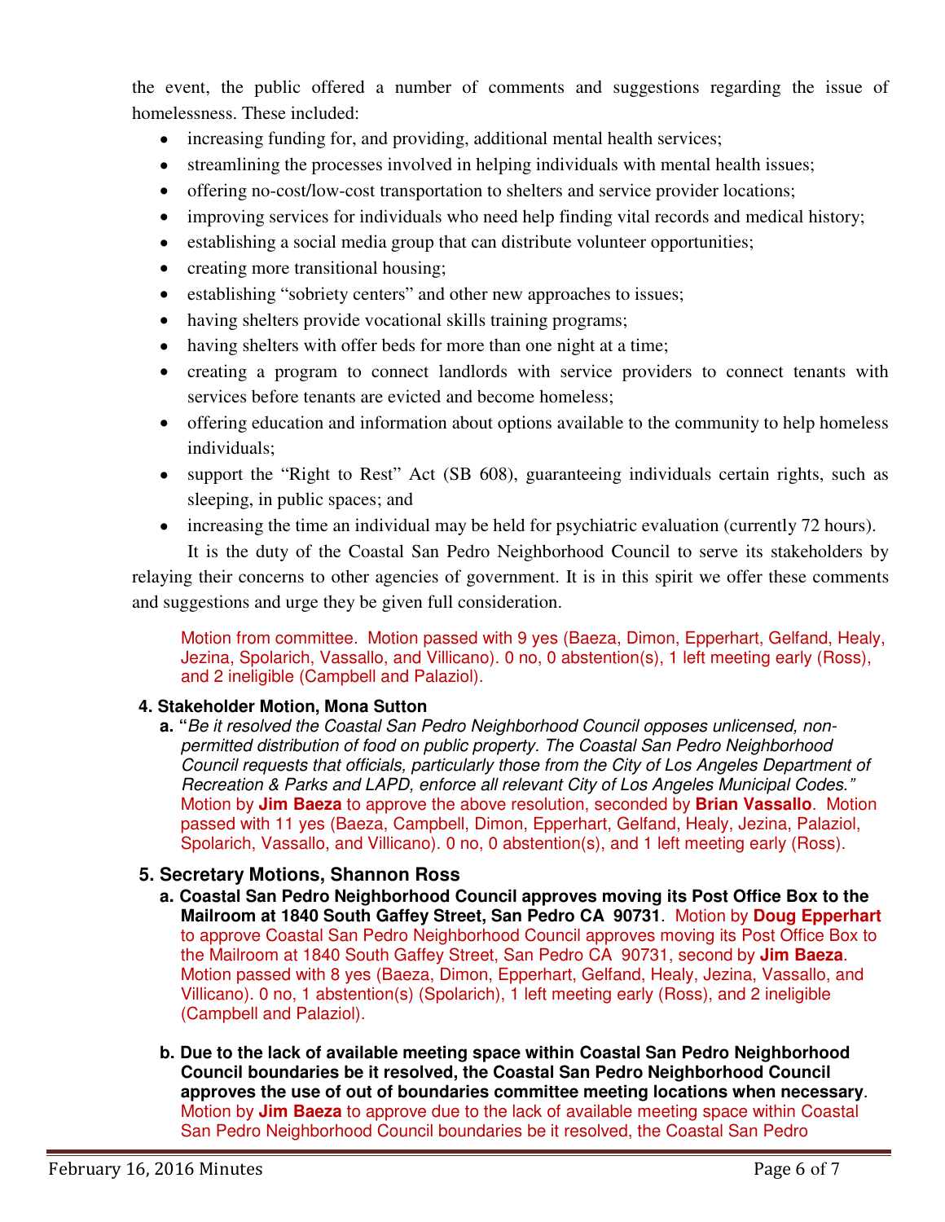the event, the public offered a number of comments and suggestions regarding the issue of homelessness. These included:

- increasing funding for, and providing, additional mental health services;
- streamlining the processes involved in helping individuals with mental health issues;
- offering no-cost/low-cost transportation to shelters and service provider locations;
- improving services for individuals who need help finding vital records and medical history;
- establishing a social media group that can distribute volunteer opportunities;
- creating more transitional housing;
- establishing "sobriety centers" and other new approaches to issues;
- having shelters provide vocational skills training programs;
- having shelters with offer beds for more than one night at a time;
- creating a program to connect landlords with service providers to connect tenants with services before tenants are evicted and become homeless;
- offering education and information about options available to the community to help homeless individuals;
- support the "Right to Rest" Act (SB 608), guaranteeing individuals certain rights, such as sleeping, in public spaces; and
- increasing the time an individual may be held for psychiatric evaluation (currently 72 hours).

It is the duty of the Coastal San Pedro Neighborhood Council to serve its stakeholders by relaying their concerns to other agencies of government. It is in this spirit we offer these comments and suggestions and urge they be given full consideration.

Motion from committee. Motion passed with 9 yes (Baeza, Dimon, Epperhart, Gelfand, Healy, Jezina, Spolarich, Vassallo, and Villicano). 0 no, 0 abstention(s), 1 left meeting early (Ross), and 2 ineligible (Campbell and Palaziol).

**4. Stakeholder Motion, Mona Sutton**

**a. "***Be it resolved the Coastal San Pedro Neighborhood Council opposes unlicensed, non-permitted distribution of food on public property. The Coastal San Pedro Neighborhood Council requests that officials, particularly those from the City of Los Angeles Department of Recreation & Parks and LAPD, enforce all relevant City of Los Angeles Municipal Codes."* Motion by **Jim Baeza** to approve the above resolution, seconded by **Brian Vassallo**. Motion passed with 11 yes (Baeza, Campbell, Dimon, Epperhart, Gelfand, Healy, Jezina, Palaziol, Spolarich, Vassallo, and Villicano). 0 no, 0 abstention(s), and 1 left meeting early (Ross).

**5. Secretary Motions, Shannon Ross**

**a. Coastal San Pedro Neighborhood Council approves moving its Post Office Box to the Mailroom at 1840 South Gaffey Street, San Pedro CA 90731**. Motion by **Doug Epperhart** to approve Coastal San Pedro Neighborhood Council approves moving its Post Office Box to the Mailroom at 1840 South Gaffey Street, San Pedro CA 90731, second by **Jim Baeza**. Motion passed with 8 yes (Baeza, Dimon, Epperhart, Gelfand, Healy, Jezina, Vassallo, and Villicano). 0 no, 1 abstention(s) (Spolarich), 1 left meeting early (Ross), and 2 ineligible (Campbell and Palaziol).

**b. Due to the lack of available meeting space within Coastal San Pedro Neighborhood Council boundaries be it resolved, the Coastal San Pedro Neighborhood Council approves the use of out of boundaries committee meeting locations when necessary**. Motion by **Jim Baeza** to approve due to the lack of available meeting space within Coastal San Pedro Neighborhood Council boundaries be it resolved, the Coastal San Pedro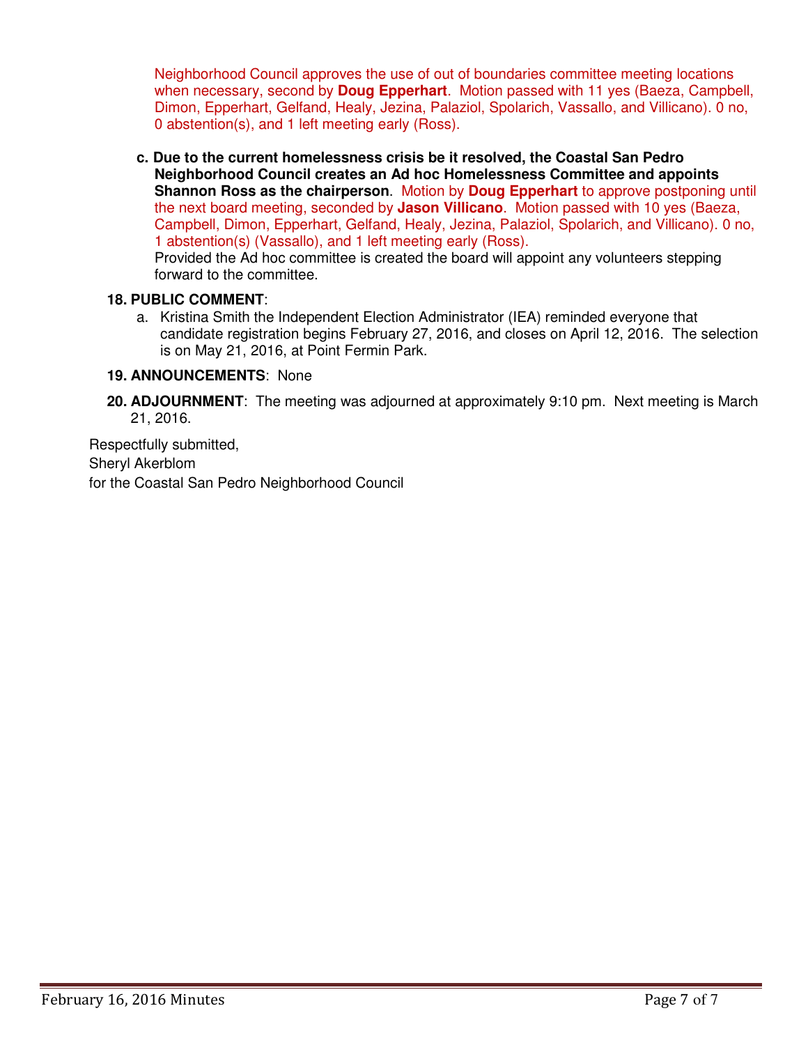Neighborhood Council approves the use of out of boundaries committee meeting locations when necessary, second by **Doug Epperhart**. Motion passed with 11 yes (Baeza, Campbell, Dimon, Epperhart, Gelfand, Healy, Jezina, Palaziol, Spolarich, Vassallo, and Villicano). 0 no, 0 abstention(s), and 1 left meeting early (Ross).

c. **Due to the current homelessness crisis be it resolved, the Coastal San Pedro Neighborhood Council creates an Ad hoc Homelessness Committee and appoints Shannon Ross as the chairperson**. Motion by **Doug Epperhart** to approve postponing until the next board meeting, seconded by **Jason Villicano**. Motion passed with 10 yes (Baeza, Campbell, Dimon, Epperhart, Gelfand, Healy, Jezina, Palaziol, Spolarich, and Villicano). 0 no, 1 abstention(s) (Vassallo), and 1 left meeting early (Ross).
Provided the Ad hoc committee is created the board will appoint any volunteers stepping forward to the committee.

**18. PUBLIC COMMENT**:

a. Kristina Smith the Independent Election Administrator (IEA) reminded everyone that candidate registration begins February 27, 2016, and closes on April 12, 2016. The selection is on May 21, 2016, at Point Fermin Park.

**19. ANNOUNCEMENTS**: None

**20. ADJOURNMENT**: The meeting was adjourned at approximately 9:10 pm. Next meeting is March 21, 2016.

Respectfully submitted,
Sheryl Akerblom
for the Coastal San Pedro Neighborhood Council